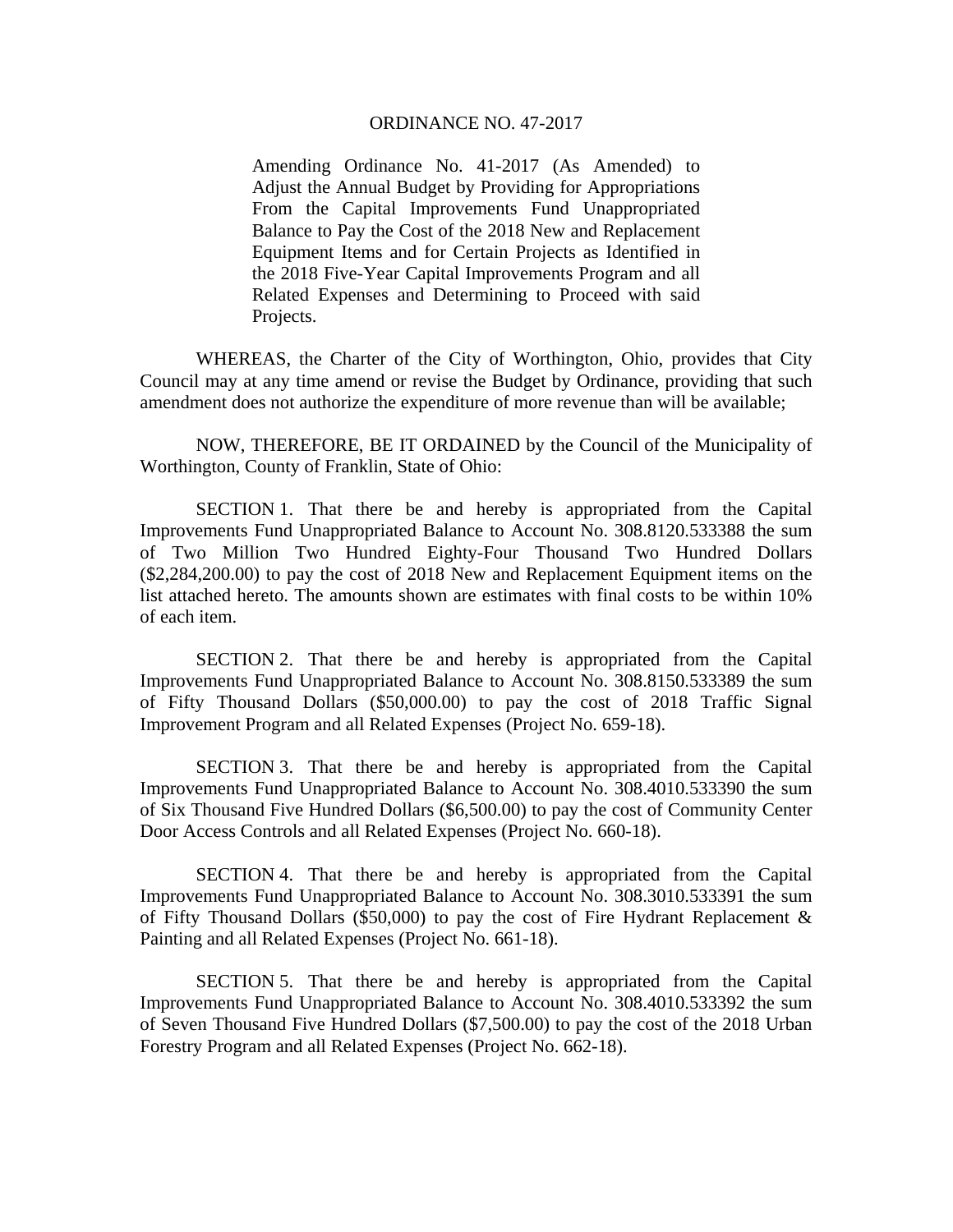# ORDINANCE NO. 47-2017

Amending Ordinance No. 41-2017 (As Amended) to Adjust the Annual Budget by Providing for Appropriations From the Capital Improvements Fund Unappropriated Balance to Pay the Cost of the 2018 New and Replacement Equipment Items and for Certain Projects as Identified in the 2018 Five-Year Capital Improvements Program and all Related Expenses and Determining to Proceed with said Projects.

WHEREAS, the Charter of the City of Worthington, Ohio, provides that City Council may at any time amend or revise the Budget by Ordinance, providing that such amendment does not authorize the expenditure of more revenue than will be available;

NOW, THEREFORE, BE IT ORDAINED by the Council of the Municipality of Worthington, County of Franklin, State of Ohio:

SECTION 1. That there be and hereby is appropriated from the Capital Improvements Fund Unappropriated Balance to Account No. 308.8120.533388 the sum of Two Million Two Hundred Eighty-Four Thousand Two Hundred Dollars ($2,284,200.00) to pay the cost of 2018 New and Replacement Equipment items on the list attached hereto. The amounts shown are estimates with final costs to be within 10% of each item.

SECTION 2. That there be and hereby is appropriated from the Capital Improvements Fund Unappropriated Balance to Account No. 308.8150.533389 the sum of Fifty Thousand Dollars ($50,000.00) to pay the cost of 2018 Traffic Signal Improvement Program and all Related Expenses (Project No. 659-18).

SECTION 3. That there be and hereby is appropriated from the Capital Improvements Fund Unappropriated Balance to Account No. 308.4010.533390 the sum of Six Thousand Five Hundred Dollars ($6,500.00) to pay the cost of Community Center Door Access Controls and all Related Expenses (Project No. 660-18).

SECTION 4. That there be and hereby is appropriated from the Capital Improvements Fund Unappropriated Balance to Account No. 308.3010.533391 the sum of Fifty Thousand Dollars ($50,000) to pay the cost of Fire Hydrant Replacement & Painting and all Related Expenses (Project No. 661-18).

SECTION 5. That there be and hereby is appropriated from the Capital Improvements Fund Unappropriated Balance to Account No. 308.4010.533392 the sum of Seven Thousand Five Hundred Dollars ($7,500.00) to pay the cost of the 2018 Urban Forestry Program and all Related Expenses (Project No. 662-18).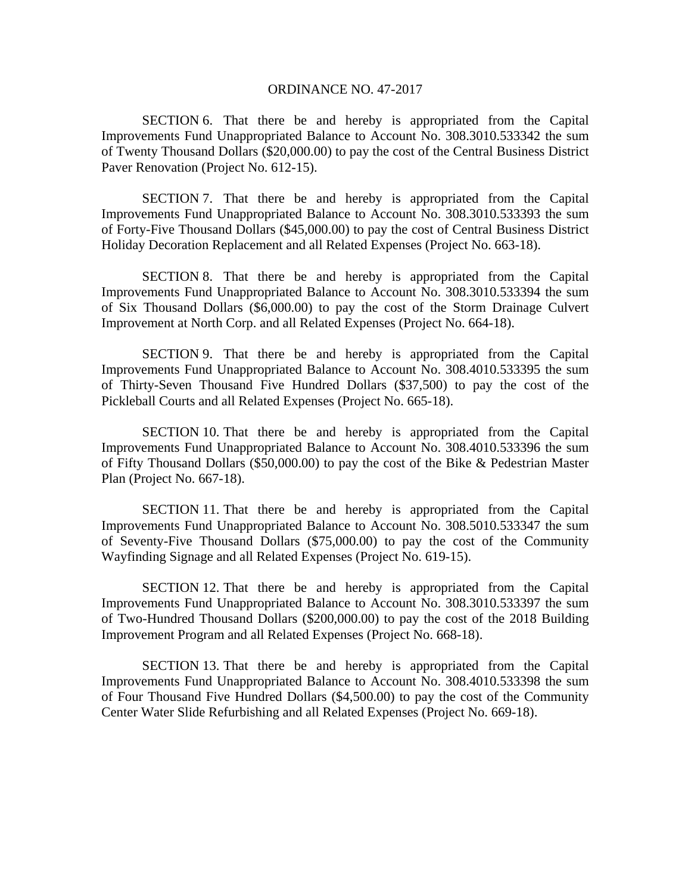ORDINANCE NO. 47-2017

SECTION 6. That there be and hereby is appropriated from the Capital Improvements Fund Unappropriated Balance to Account No. 308.3010.533342 the sum of Twenty Thousand Dollars ($20,000.00) to pay the cost of the Central Business District Paver Renovation (Project No. 612-15).

SECTION 7. That there be and hereby is appropriated from the Capital Improvements Fund Unappropriated Balance to Account No. 308.3010.533393 the sum of Forty-Five Thousand Dollars ($45,000.00) to pay the cost of Central Business District Holiday Decoration Replacement and all Related Expenses (Project No. 663-18).

SECTION 8. That there be and hereby is appropriated from the Capital Improvements Fund Unappropriated Balance to Account No. 308.3010.533394 the sum of Six Thousand Dollars ($6,000.00) to pay the cost of the Storm Drainage Culvert Improvement at North Corp. and all Related Expenses (Project No. 664-18).

SECTION 9. That there be and hereby is appropriated from the Capital Improvements Fund Unappropriated Balance to Account No. 308.4010.533395 the sum of Thirty-Seven Thousand Five Hundred Dollars ($37,500) to pay the cost of the Pickleball Courts and all Related Expenses (Project No. 665-18).

SECTION 10. That there be and hereby is appropriated from the Capital Improvements Fund Unappropriated Balance to Account No. 308.4010.533396 the sum of Fifty Thousand Dollars ($50,000.00) to pay the cost of the Bike & Pedestrian Master Plan (Project No. 667-18).

SECTION 11. That there be and hereby is appropriated from the Capital Improvements Fund Unappropriated Balance to Account No. 308.5010.533347 the sum of Seventy-Five Thousand Dollars ($75,000.00) to pay the cost of the Community Wayfinding Signage and all Related Expenses (Project No. 619-15).

SECTION 12. That there be and hereby is appropriated from the Capital Improvements Fund Unappropriated Balance to Account No. 308.3010.533397 the sum of Two-Hundred Thousand Dollars ($200,000.00) to pay the cost of the 2018 Building Improvement Program and all Related Expenses (Project No. 668-18).

SECTION 13. That there be and hereby is appropriated from the Capital Improvements Fund Unappropriated Balance to Account No. 308.4010.533398 the sum of Four Thousand Five Hundred Dollars ($4,500.00) to pay the cost of the Community Center Water Slide Refurbishing and all Related Expenses (Project No. 669-18).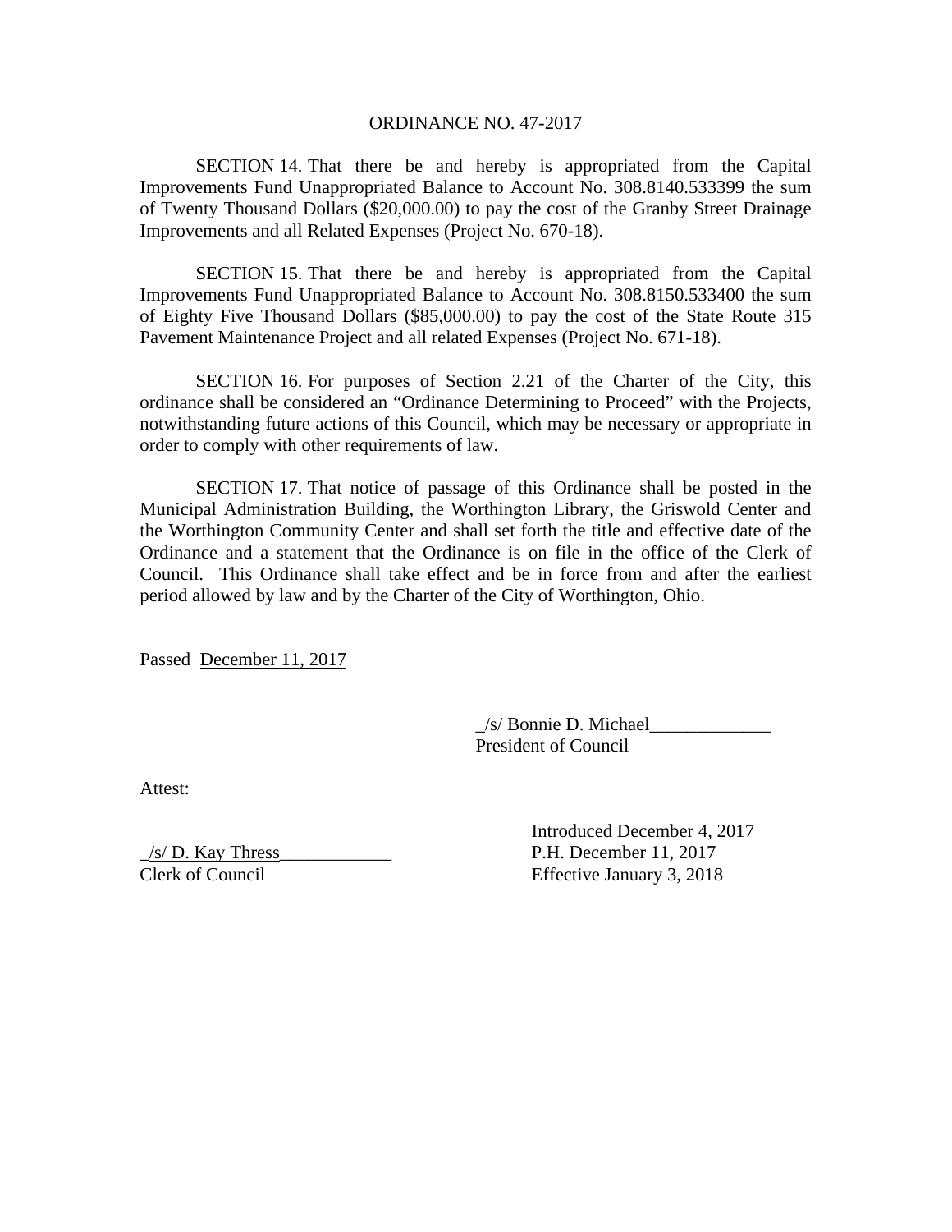ORDINANCE NO. 47-2017

SECTION 14. That there be and hereby is appropriated from the Capital Improvements Fund Unappropriated Balance to Account No. 308.8140.533399 the sum of Twenty Thousand Dollars ($20,000.00) to pay the cost of the Granby Street Drainage Improvements and all Related Expenses (Project No. 670-18).

SECTION 15. That there be and hereby is appropriated from the Capital Improvements Fund Unappropriated Balance to Account No. 308.8150.533400 the sum of Eighty Five Thousand Dollars ($85,000.00) to pay the cost of the State Route 315 Pavement Maintenance Project and all related Expenses (Project No. 671-18).

SECTION 16. For purposes of Section 2.21 of the Charter of the City, this ordinance shall be considered an "Ordinance Determining to Proceed" with the Projects, notwithstanding future actions of this Council, which may be necessary or appropriate in order to comply with other requirements of law.

SECTION 17. That notice of passage of this Ordinance shall be posted in the Municipal Administration Building, the Worthington Library, the Griswold Center and the Worthington Community Center and shall set forth the title and effective date of the Ordinance and a statement that the Ordinance is on file in the office of the Clerk of Council. This Ordinance shall take effect and be in force from and after the earliest period allowed by law and by the Charter of the City of Worthington, Ohio.

Passed December 11, 2017

_/s/ Bonnie D. Michael_____________
President of Council

Attest:

_/s/ D. Kay Thress____________
Clerk of Council

Introduced December 4, 2017
P.H. December 11, 2017
Effective January 3, 2018